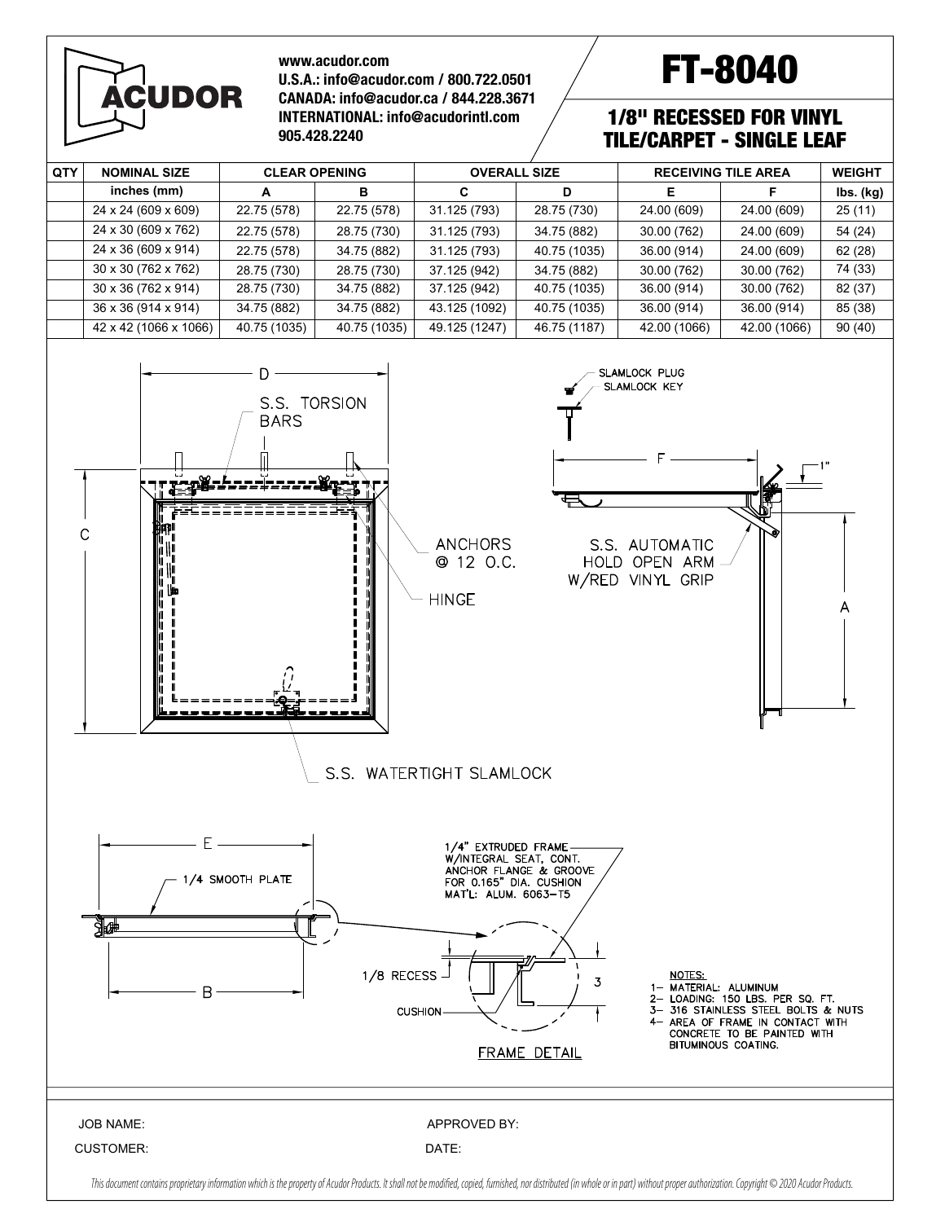ACUDOR

www.acudor.com
U.S.A.: info@acudor.com / 800.722.0501
CANADA: info@acudor.ca / 844.228.3671
INTERNATIONAL: info@acudorintl.com
905.428.2240

# FT-8040

## 1/8" RECESSED FOR VINYL TILE/CARPET - SINGLE LEAF

| QTY | NOMINAL SIZE | CLEAR OPENING | | OVERALL SIZE | | RECEIVING TILE AREA | | WEIGHT |
|---|---|---|---|---|---|---|---|---|
| | inches (mm) | A | B | C | D | E | F | lbs. (kg) |
| | 24 x 24 (609 x 609) | 22.75 (578) | 22.75 (578) | 31.125 (793) | 28.75 (730) | 24.00 (609) | 24.00 (609) | 25 (11) |
| | 24 x 30 (609 x 762) | 22.75 (578) | 28.75 (730) | 31.125 (793) | 34.75 (882) | 30.00 (762) | 24.00 (609) | 54 (24) |
| | 24 x 36 (609 x 914) | 22.75 (578) | 34.75 (882) | 31.125 (793) | 40.75 (1035) | 36.00 (914) | 24.00 (609) | 62 (28) |
| | 30 x 30 (762 x 762) | 28.75 (730) | 28.75 (730) | 37.125 (942) | 34.75 (882) | 30.00 (762) | 30.00 (762) | 74 (33) |
| | 30 x 36 (762 x 914) | 28.75 (730) | 34.75 (882) | 37.125 (942) | 40.75 (1035) | 36.00 (914) | 30.00 (762) | 82 (37) |
| | 36 x 36 (914 x 914) | 34.75 (882) | 34.75 (882) | 43.125 (1092) | 40.75 (1035) | 36.00 (914) | 36.00 (914) | 85 (38) |
| | 42 x 42 (1066 x 1066) | 40.75 (1035) | 40.75 (1035) | 49.125 (1247) | 46.75 (1187) | 42.00 (1066) | 42.00 (1066) | 90 (40) |

D
S.S. TORSION BARS
C
ANCHORS @ 12 O.C.
HINGE
S.S. WATERTIGHT SLAMLOCK

SLAMLOCK PLUG
SLAMLOCK KEY
F
1"
S.S. AUTOMATIC HOLD OPEN ARM W/RED VINYL GRIP
A

E
1/4 SMOOTH PLATE
B

1/4" EXTRUDED FRAME W/INTEGRAL SEAT, CONT. ANCHOR FLANGE & GROOVE FOR 0.165" DIA. CUSHION MAT'L: ALUM. 6063-T5
1/8 RECESS
3
CUSHION
FRAME DETAIL

NOTES:
1– MATERIAL: ALUMINUM
2– LOADING: 150 LBS. PER SQ. FT.
3– 316 STAINLESS STEEL BOLTS & NUTS
4– AREA OF FRAME IN CONTACT WITH CONCRETE TO BE PAINTED WITH BITUMINOUS COATING.

JOB NAME:
APPROVED BY:
CUSTOMER:
DATE:

*This document contains proprietary information which is the property of Acudor Products. It shall not be modified, copied, furnished, nor distributed (in whole or in part) without proper authorization. Copyright © 2020 Acudor Products.*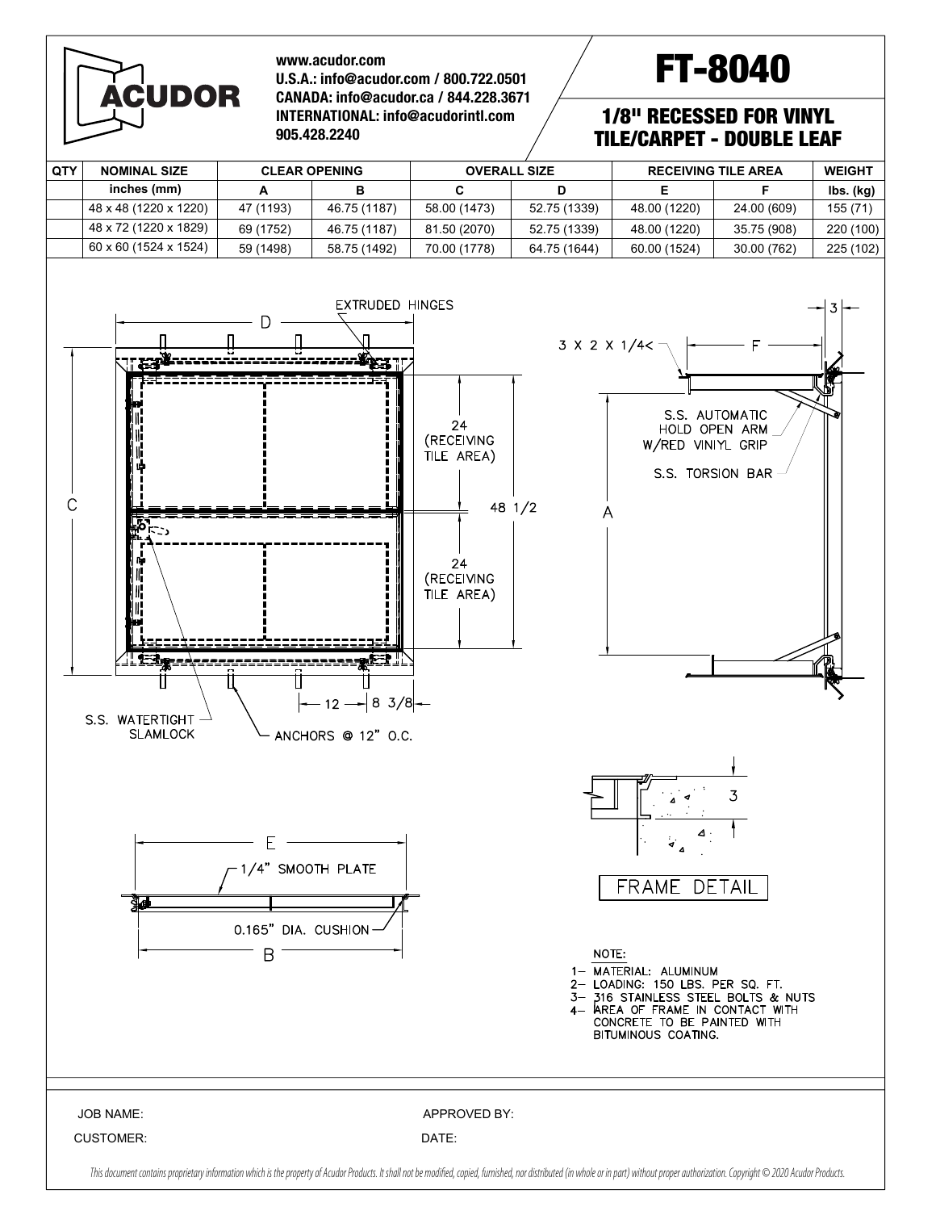www.acudor.com
U.S.A.: info@acudor.com / 800.722.0501
CANADA: info@acudor.ca / 844.228.3671
INTERNATIONAL: info@acudorintl.com
905.428.2240

# FT-8040

## 1/8" RECESSED FOR VINYL TILE/CARPET - DOUBLE LEAF

| QTY | NOMINAL SIZE | CLEAR OPENING | | OVERALL SIZE | | RECEIVING TILE AREA | | WEIGHT |
|---|---|---|---|---|---|---|---|---|
| | inches (mm) | A | B | C | D | E | F | lbs. (kg) |
| | 48 x 48 (1220 x 1220) | 47 (1193) | 46.75 (1187) | 58.00 (1473) | 52.75 (1339) | 48.00 (1220) | 24.00 (609) | 155 (71) |
| | 48 x 72 (1220 x 1829) | 69 (1752) | 46.75 (1187) | 81.50 (2070) | 52.75 (1339) | 48.00 (1220) | 35.75 (908) | 220 (100) |
| | 60 x 60 (1524 x 1524) | 59 (1498) | 58.75 (1492) | 70.00 (1778) | 64.75 (1644) | 60.00 (1524) | 30.00 (762) | 225 (102) |

EXTRUDED HINGES
D
C
24 (RECEIVING TILE AREA)
48 1/2
24 (RECEIVING TILE AREA)
12
8 3/8
S.S. WATERTIGHT SLAMLOCK
ANCHORS @ 12" O.C.

3 X 2 X 1/4<
F
3
S.S. AUTOMATIC HOLD OPEN ARM W/RED VINIYL GRIP
S.S. TORSION BAR
A

E
1/4" SMOOTH PLATE
0.165" DIA. CUSHION
B

3
FRAME DETAIL

NOTE:
1– MATERIAL: ALUMINUM
2– LOADING: 150 LBS. PER SQ. FT.
3– 316 STAINLESS STEEL BOLTS & NUTS
4– AREA OF FRAME IN CONTACT WITH CONCRETE TO BE PAINTED WITH BITUMINOUS COATING.

JOB NAME:
APPROVED BY:
CUSTOMER:
DATE:

*This document contains proprietary information which is the property of Acudor Products. It shall not be modified, copied, furnished, nor distributed (in whole or in part) without proper authorization. Copyright © 2020 Acudor Products.*